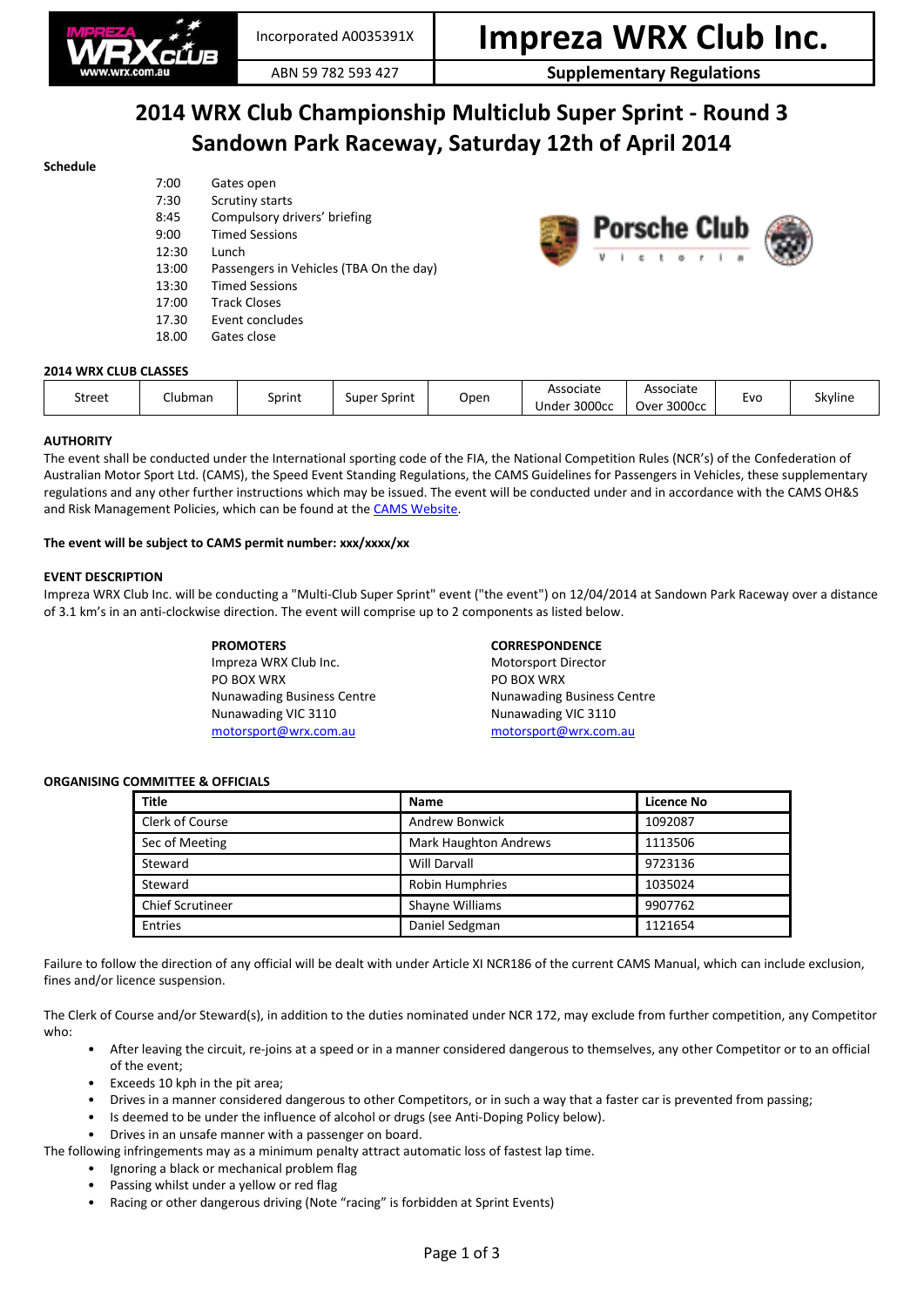Incorporated A0035391X | ABN 59 782 593 427

# Impreza WRX Club Inc.

**Supplementary Regulations**

# 2014 WRX Club Championship Multiclub Super Sprint - Round 3
# Sandown Park Raceway, Saturday 12th of April 2014

**Schedule**

| | |
|---|---|
| 7:00 | Gates open |
| 7:30 | Scrutiny starts |
| 8:45 | Compulsory drivers' briefing |
| 9:00 | Timed Sessions |
| 12:30 | Lunch |
| 13:00 | Passengers in Vehicles (TBA On the day) |
| 13:30 | Timed Sessions |
| 17:00 | Track Closes |
| 17.30 | Event concludes |
| 18.00 | Gates close |

Porsche Club Victoria

**2014 WRX CLUB CLASSES**

| Street | Clubman | Sprint | Super Sprint | Open | Associate Under 3000cc | Associate Over 3000cc | Evo | Skyline |
|---|---|---|---|---|---|---|---|---|

**AUTHORITY**

The event shall be conducted under the International sporting code of the FIA, the National Competition Rules (NCR's) of the Confederation of Australian Motor Sport Ltd. (CAMS), the Speed Event Standing Regulations, the CAMS Guidelines for Passengers in Vehicles, these supplementary regulations and any other further instructions which may be issued. The event will be conducted under and in accordance with the CAMS OH&S and Risk Management Policies, which can be found at the CAMS Website.

**The event will be subject to CAMS permit number: xxx/xxxx/xx**

**EVENT DESCRIPTION**

Impreza WRX Club Inc. will be conducting a "Multi-Club Super Sprint" event ("the event") on 12/04/2014 at Sandown Park Raceway over a distance of 3.1 km's in an anti-clockwise direction. The event will comprise up to 2 components as listed below.

**PROMOTERS**
Impreza WRX Club Inc.
PO BOX WRX
Nunawading Business Centre
Nunawading VIC 3110
motorsport@wrx.com.au

**CORRESPONDENCE**
Motorsport Director
PO BOX WRX
Nunawading Business Centre
Nunawading VIC 3110
motorsport@wrx.com.au

**ORGANISING COMMITTEE & OFFICIALS**

| Title | Name | Licence No |
|---|---|---|
| Clerk of Course | Andrew Bonwick | 1092087 |
| Sec of Meeting | Mark Haughton Andrews | 1113506 |
| Steward | Will Darvall | 9723136 |
| Steward | Robin Humphries | 1035024 |
| Chief Scrutineer | Shayne Williams | 9907762 |
| Entries | Daniel Sedgman | 1121654 |

Failure to follow the direction of any official will be dealt with under Article XI NCR186 of the current CAMS Manual, which can include exclusion, fines and/or licence suspension.

The Clerk of Course and/or Steward(s), in addition to the duties nominated under NCR 172, may exclude from further competition, any Competitor who:

- After leaving the circuit, re-joins at a speed or in a manner considered dangerous to themselves, any other Competitor or to an official of the event;
- Exceeds 10 kph in the pit area;
- Drives in a manner considered dangerous to other Competitors, or in such a way that a faster car is prevented from passing;
- Is deemed to be under the influence of alcohol or drugs (see Anti-Doping Policy below).
- Drives in an unsafe manner with a passenger on board.

The following infringements may as a minimum penalty attract automatic loss of fastest lap time.

- Ignoring a black or mechanical problem flag
- Passing whilst under a yellow or red flag
- Racing or other dangerous driving (Note "racing" is forbidden at Sprint Events)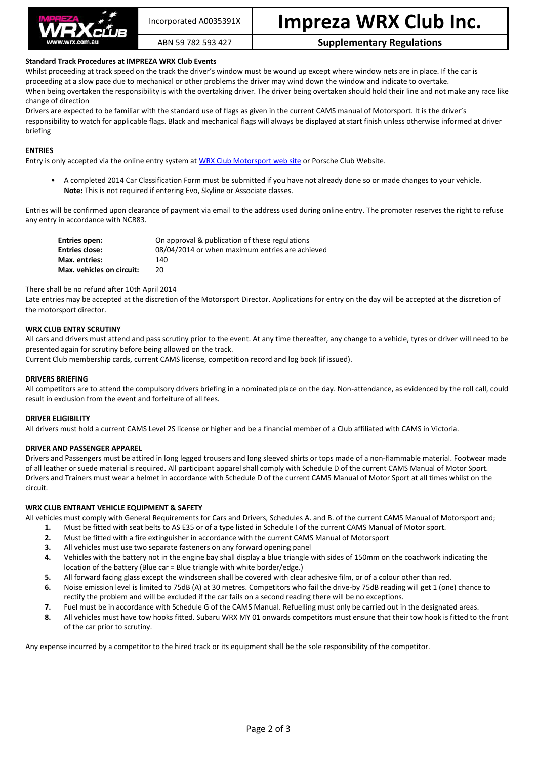**Standard Track Procedures at IMPREZA WRX Club Events**

Whilst proceeding at track speed on the track the driver's window must be wound up except where window nets are in place. If the car is proceeding at a slow pace due to mechanical or other problems the driver may wind down the window and indicate to overtake.

When being overtaken the responsibility is with the overtaking driver. The driver being overtaken should hold their line and not make any race like change of direction

Drivers are expected to be familiar with the standard use of flags as given in the current CAMS manual of Motorsport. It is the driver's responsibility to watch for applicable flags. Black and mechanical flags will always be displayed at start finish unless otherwise informed at driver briefing

**ENTRIES**

Entry is only accepted via the online entry system at WRX Club Motorsport web site or Porsche Club Website.

- A completed 2014 Car Classification Form must be submitted if you have not already done so or made changes to your vehicle. **Note:** This is not required if entering Evo, Skyline or Associate classes.

Entries will be confirmed upon clearance of payment via email to the address used during online entry. The promoter reserves the right to refuse any entry in accordance with NCR83.

| | |
|---|---|
| **Entries open:** | On approval & publication of these regulations |
| **Entries close:** | 08/04/2014 or when maximum entries are achieved |
| **Max. entries:** | 140 |
| **Max. vehicles on circuit:** | 20 |

There shall be no refund after 10th April 2014

Late entries may be accepted at the discretion of the Motorsport Director. Applications for entry on the day will be accepted at the discretion of the motorsport director.

**WRX CLUB ENTRY SCRUTINY**

All cars and drivers must attend and pass scrutiny prior to the event. At any time thereafter, any change to a vehicle, tyres or driver will need to be presented again for scrutiny before being allowed on the track.

Current Club membership cards, current CAMS license, competition record and log book (if issued).

**DRIVERS BRIEFING**

All competitors are to attend the compulsory drivers briefing in a nominated place on the day. Non-attendance, as evidenced by the roll call, could result in exclusion from the event and forfeiture of all fees.

**DRIVER ELIGIBILITY**

All drivers must hold a current CAMS Level 2S license or higher and be a financial member of a Club affiliated with CAMS in Victoria.

**DRIVER AND PASSENGER APPAREL**

Drivers and Passengers must be attired in long legged trousers and long sleeved shirts or tops made of a non-flammable material. Footwear made of all leather or suede material is required. All participant apparel shall comply with Schedule D of the current CAMS Manual of Motor Sport. Drivers and Trainers must wear a helmet in accordance with Schedule D of the current CAMS Manual of Motor Sport at all times whilst on the circuit.

**WRX CLUB ENTRANT VEHICLE EQUIPMENT & SAFETY**

All vehicles must comply with General Requirements for Cars and Drivers, Schedules A. and B. of the current CAMS Manual of Motorsport and;

1. Must be fitted with seat belts to AS E35 or of a type listed in Schedule I of the current CAMS Manual of Motor sport.
2. Must be fitted with a fire extinguisher in accordance with the current CAMS Manual of Motorsport
3. All vehicles must use two separate fasteners on any forward opening panel
4. Vehicles with the battery not in the engine bay shall display a blue triangle with sides of 150mm on the coachwork indicating the location of the battery (Blue car = Blue triangle with white border/edge.)
5. All forward facing glass except the windscreen shall be covered with clear adhesive film, or of a colour other than red.
6. Noise emission level is limited to 75dB (A) at 30 metres. Competitors who fail the drive-by 75dB reading will get 1 (one) chance to rectify the problem and will be excluded if the car fails on a second reading there will be no exceptions.
7. Fuel must be in accordance with Schedule G of the CAMS Manual. Refuelling must only be carried out in the designated areas.
8. All vehicles must have tow hooks fitted. Subaru WRX MY 01 onwards competitors must ensure that their tow hook is fitted to the front of the car prior to scrutiny.

Any expense incurred by a competitor to the hired track or its equipment shall be the sole responsibility of the competitor.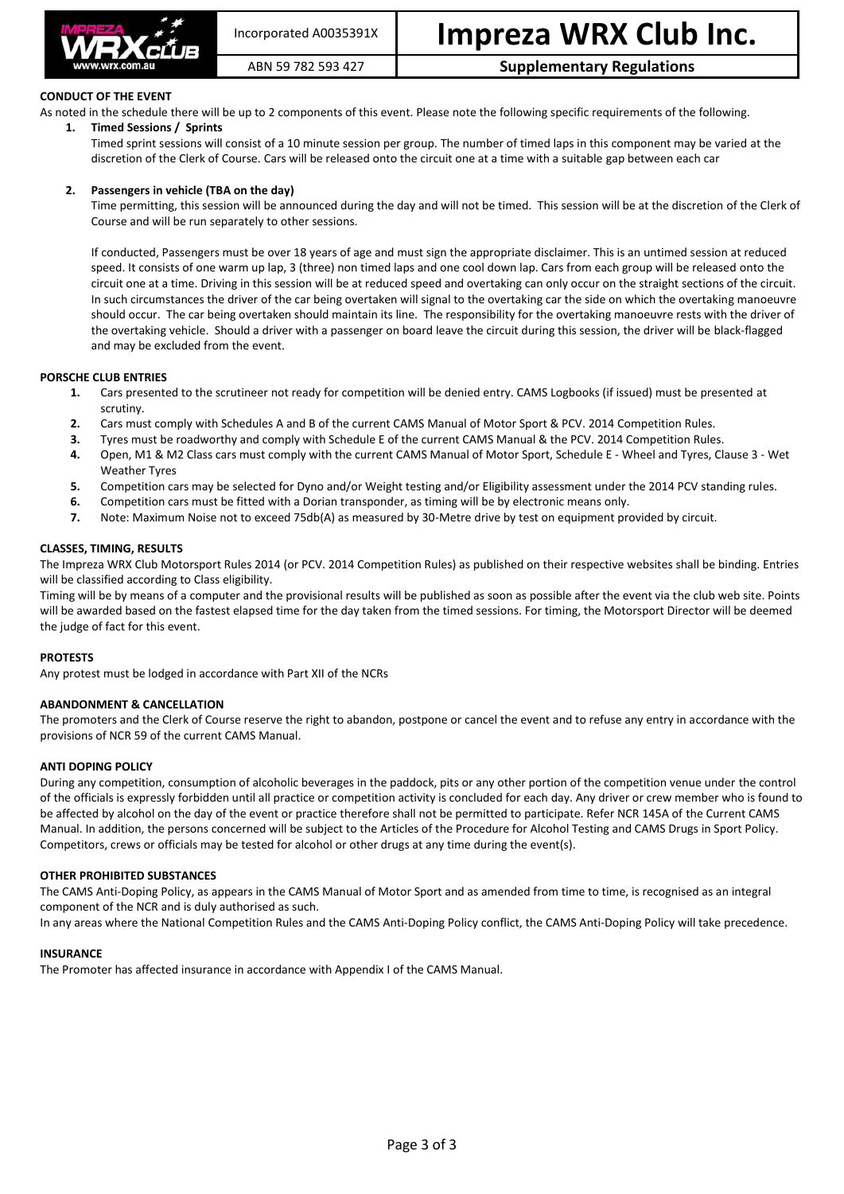## CONDUCT OF THE EVENT

As noted in the schedule there will be up to 2 components of this event. Please note the following specific requirements of the following.

1. **Timed Sessions / Sprints**

   Timed sprint sessions will consist of a 10 minute session per group. The number of timed laps in this component may be varied at the discretion of the Clerk of Course. Cars will be released onto the circuit one at a time with a suitable gap between each car

2. **Passengers in vehicle (TBA on the day)**

   Time permitting, this session will be announced during the day and will not be timed. This session will be at the discretion of the Clerk of Course and will be run separately to other sessions.

   If conducted, Passengers must be over 18 years of age and must sign the appropriate disclaimer. This is an untimed session at reduced speed. It consists of one warm up lap, 3 (three) non timed laps and one cool down lap. Cars from each group will be released onto the circuit one at a time. Driving in this session will be at reduced speed and overtaking can only occur on the straight sections of the circuit. In such circumstances the driver of the car being overtaken will signal to the overtaking car the side on which the overtaking manoeuvre should occur. The car being overtaken should maintain its line. The responsibility for the overtaking manoeuvre rests with the driver of the overtaking vehicle. Should a driver with a passenger on board leave the circuit during this session, the driver will be black-flagged and may be excluded from the event.

## PORSCHE CLUB ENTRIES

1. Cars presented to the scrutineer not ready for competition will be denied entry. CAMS Logbooks (if issued) must be presented at scrutiny.
2. Cars must comply with Schedules A and B of the current CAMS Manual of Motor Sport & PCV. 2014 Competition Rules.
3. Tyres must be roadworthy and comply with Schedule E of the current CAMS Manual & the PCV. 2014 Competition Rules.
4. Open, M1 & M2 Class cars must comply with the current CAMS Manual of Motor Sport, Schedule E - Wheel and Tyres, Clause 3 - Wet Weather Tyres
5. Competition cars may be selected for Dyno and/or Weight testing and/or Eligibility assessment under the 2014 PCV standing rules.
6. Competition cars must be fitted with a Dorian transponder, as timing will be by electronic means only.
7. Note: Maximum Noise not to exceed 75db(A) as measured by 30-Metre drive by test on equipment provided by circuit.

## CLASSES, TIMING, RESULTS

The Impreza WRX Club Motorsport Rules 2014 (or PCV. 2014 Competition Rules) as published on their respective websites shall be binding. Entries will be classified according to Class eligibility.

Timing will be by means of a computer and the provisional results will be published as soon as possible after the event via the club web site. Points will be awarded based on the fastest elapsed time for the day taken from the timed sessions. For timing, the Motorsport Director will be deemed the judge of fact for this event.

## PROTESTS

Any protest must be lodged in accordance with Part XII of the NCRs

## ABANDONMENT & CANCELLATION

The promoters and the Clerk of Course reserve the right to abandon, postpone or cancel the event and to refuse any entry in accordance with the provisions of NCR 59 of the current CAMS Manual.

## ANTI DOPING POLICY

During any competition, consumption of alcoholic beverages in the paddock, pits or any other portion of the competition venue under the control of the officials is expressly forbidden until all practice or competition activity is concluded for each day. Any driver or crew member who is found to be affected by alcohol on the day of the event or practice therefore shall not be permitted to participate. Refer NCR 145A of the Current CAMS Manual. In addition, the persons concerned will be subject to the Articles of the Procedure for Alcohol Testing and CAMS Drugs in Sport Policy. Competitors, crews or officials may be tested for alcohol or other drugs at any time during the event(s).

## OTHER PROHIBITED SUBSTANCES

The CAMS Anti-Doping Policy, as appears in the CAMS Manual of Motor Sport and as amended from time to time, is recognised as an integral component of the NCR and is duly authorised as such.

In any areas where the National Competition Rules and the CAMS Anti-Doping Policy conflict, the CAMS Anti-Doping Policy will take precedence.

## INSURANCE

The Promoter has affected insurance in accordance with Appendix I of the CAMS Manual.